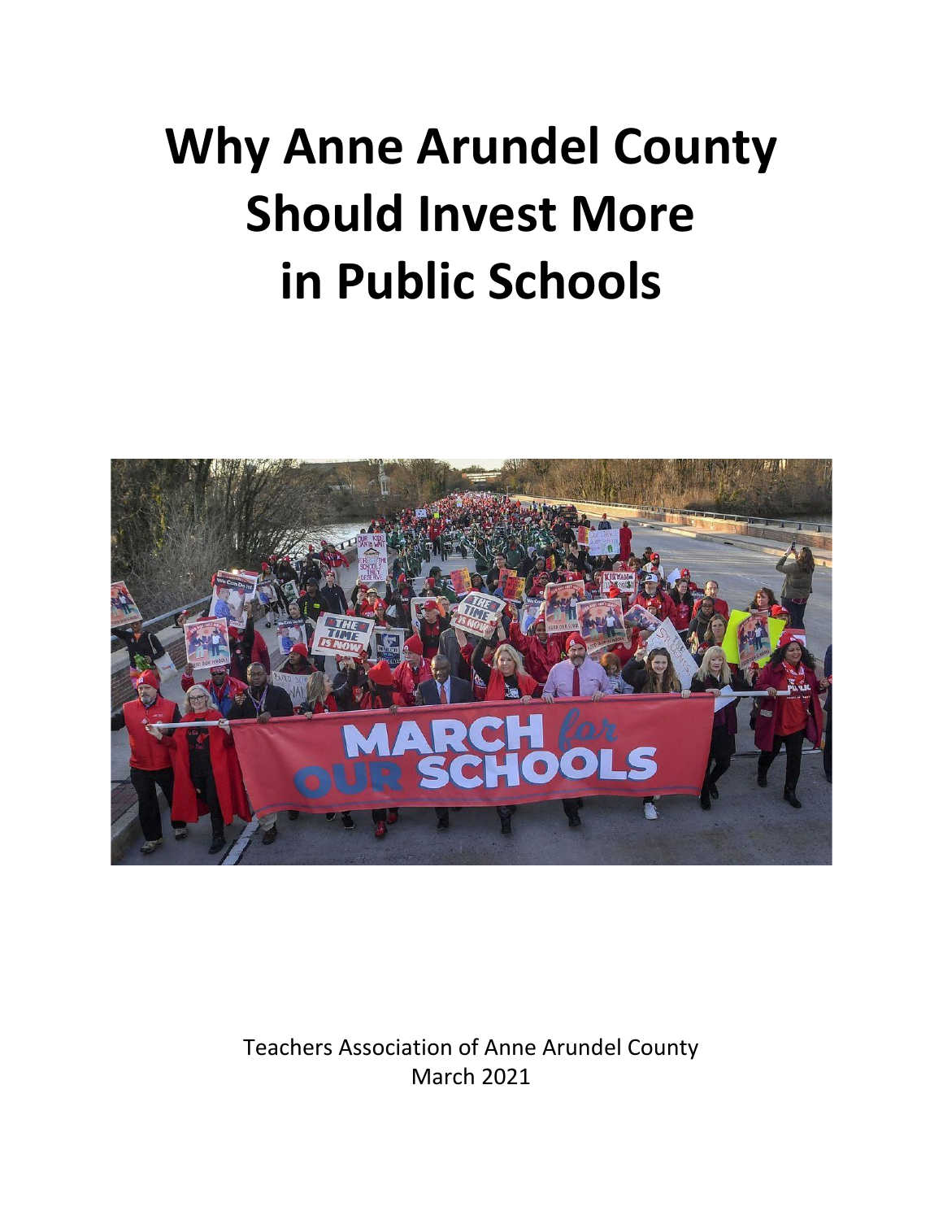# Why Anne Arundel County Should Invest More in Public Schools

Teachers Association of Anne Arundel County
March 2021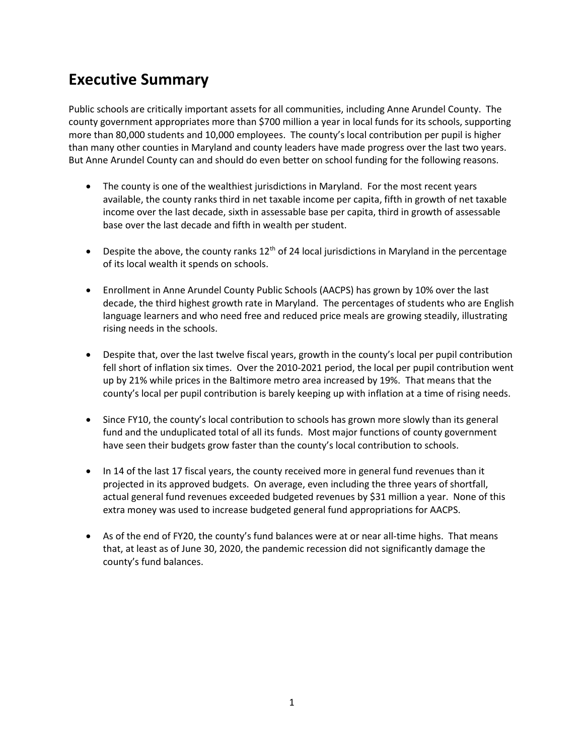## Executive Summary

Public schools are critically important assets for all communities, including Anne Arundel County. The county government appropriates more than $700 million a year in local funds for its schools, supporting more than 80,000 students and 10,000 employees. The county's local contribution per pupil is higher than many other counties in Maryland and county leaders have made progress over the last two years. But Anne Arundel County can and should do even better on school funding for the following reasons.

- The county is one of the wealthiest jurisdictions in Maryland. For the most recent years available, the county ranks third in net taxable income per capita, fifth in growth of net taxable income over the last decade, sixth in assessable base per capita, third in growth of assessable base over the last decade and fifth in wealth per student.

- Despite the above, the county ranks 12th of 24 local jurisdictions in Maryland in the percentage of its local wealth it spends on schools.

- Enrollment in Anne Arundel County Public Schools (AACPS) has grown by 10% over the last decade, the third highest growth rate in Maryland. The percentages of students who are English language learners and who need free and reduced price meals are growing steadily, illustrating rising needs in the schools.

- Despite that, over the last twelve fiscal years, growth in the county's local per pupil contribution fell short of inflation six times. Over the 2010-2021 period, the local per pupil contribution went up by 21% while prices in the Baltimore metro area increased by 19%. That means that the county's local per pupil contribution is barely keeping up with inflation at a time of rising needs.

- Since FY10, the county's local contribution to schools has grown more slowly than its general fund and the unduplicated total of all its funds. Most major functions of county government have seen their budgets grow faster than the county's local contribution to schools.

- In 14 of the last 17 fiscal years, the county received more in general fund revenues than it projected in its approved budgets. On average, even including the three years of shortfall, actual general fund revenues exceeded budgeted revenues by $31 million a year. None of this extra money was used to increase budgeted general fund appropriations for AACPS.

- As of the end of FY20, the county's fund balances were at or near all-time highs. That means that, at least as of June 30, 2020, the pandemic recession did not significantly damage the county's fund balances.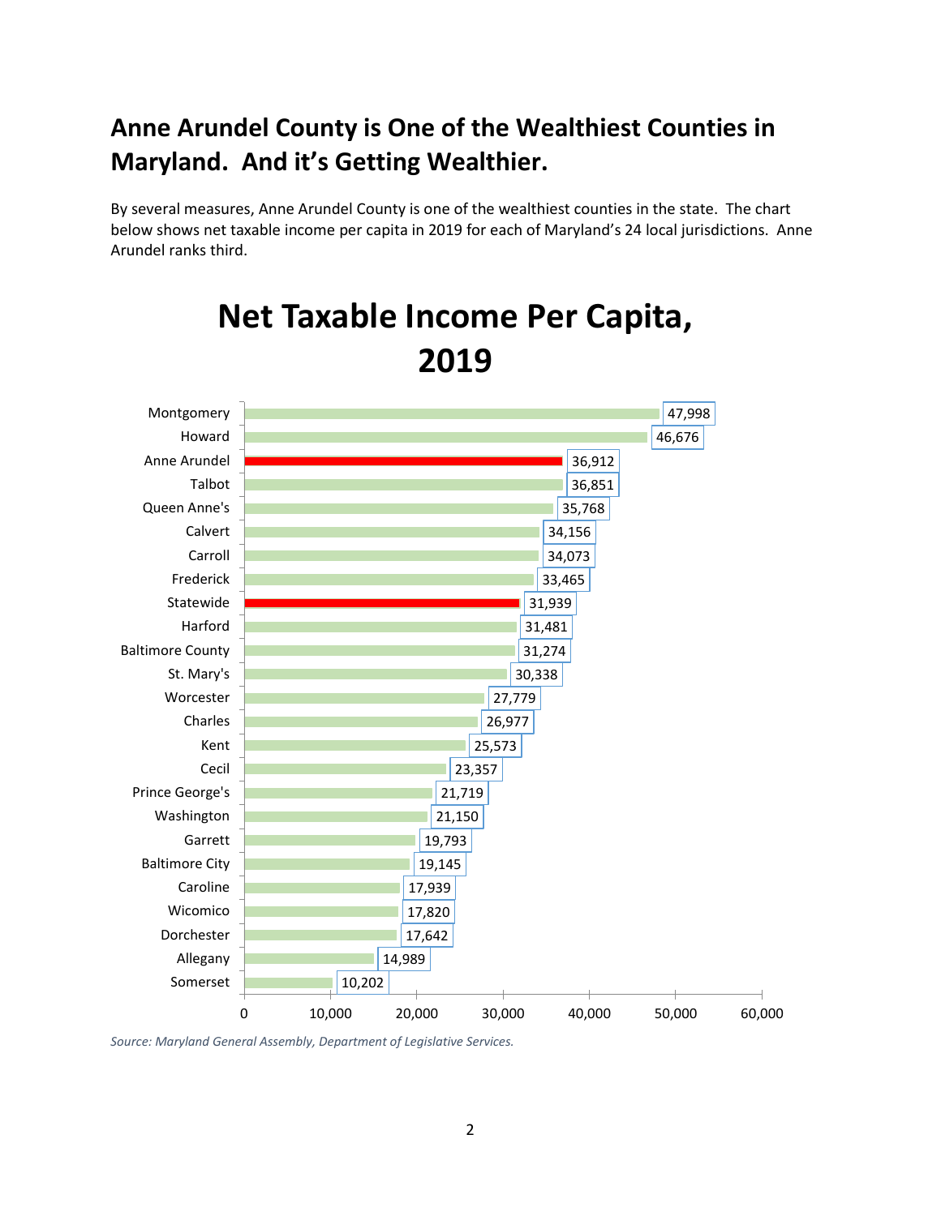## Anne Arundel County is One of the Wealthiest Counties in Maryland. And it's Getting Wealthier.

By several measures, Anne Arundel County is one of the wealthiest counties in the state. The chart below shows net taxable income per capita in 2019 for each of Maryland's 24 local jurisdictions. Anne Arundel ranks third.

### Net Taxable Income Per Capita, 2019

| Jurisdiction | Net Taxable Income Per Capita |
|---|---|
| Montgomery | 47,998 |
| Howard | 46,676 |
| Anne Arundel | 36,912 |
| Talbot | 36,851 |
| Queen Anne's | 35,768 |
| Calvert | 34,156 |
| Carroll | 34,073 |
| Frederick | 33,465 |
| Statewide | 31,939 |
| Harford | 31,481 |
| Baltimore County | 31,274 |
| St. Mary's | 30,338 |
| Worcester | 27,779 |
| Charles | 26,977 |
| Kent | 25,573 |
| Cecil | 23,357 |
| Prince George's | 21,719 |
| Washington | 21,150 |
| Garrett | 19,793 |
| Baltimore City | 19,145 |
| Caroline | 17,939 |
| Wicomico | 17,820 |
| Dorchester | 17,642 |
| Allegany | 14,989 |
| Somerset | 10,202 |

*Source: Maryland General Assembly, Department of Legislative Services.*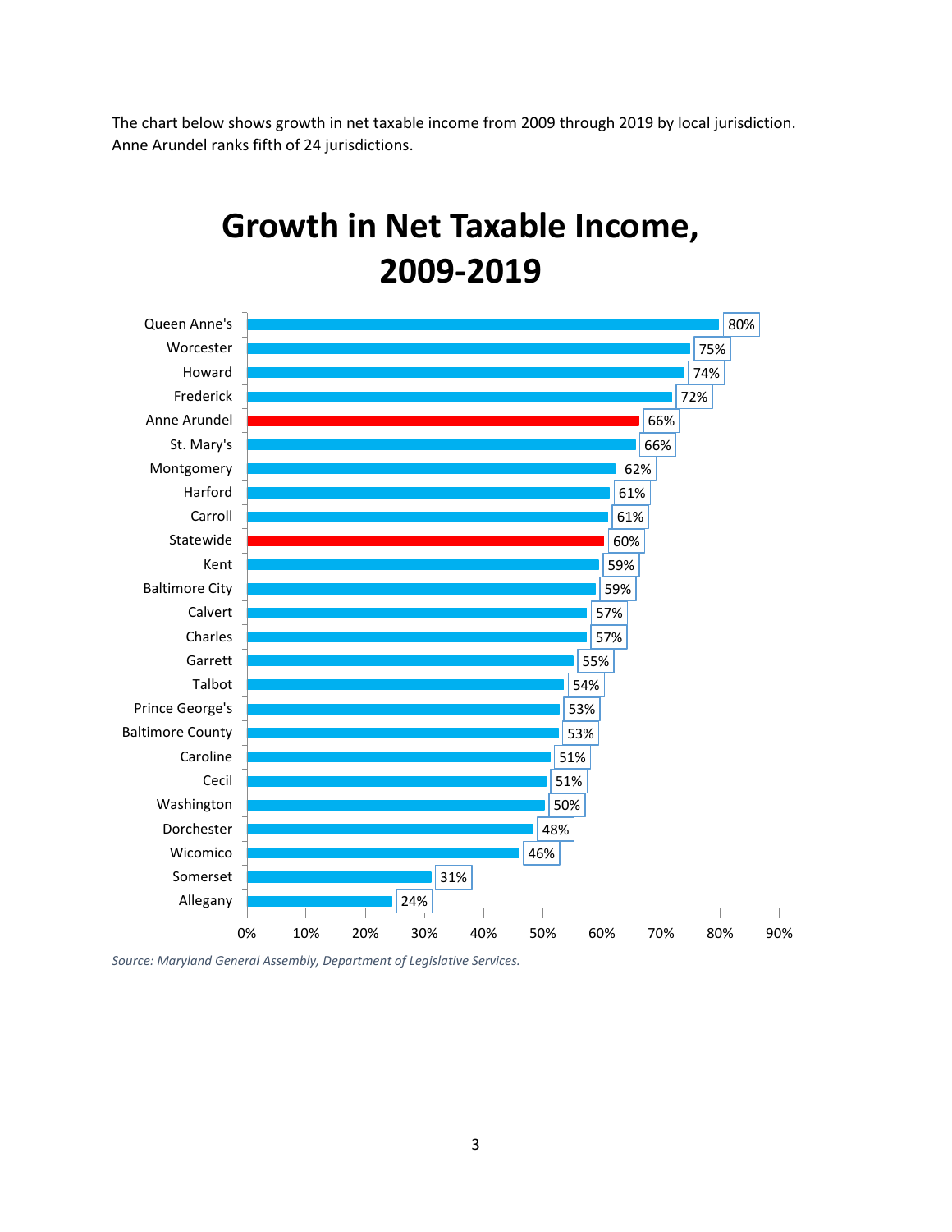The chart below shows growth in net taxable income from 2009 through 2019 by local jurisdiction. Anne Arundel ranks fifth of 24 jurisdictions.

## Growth in Net Taxable Income, 2009-2019

| Jurisdiction | Growth |
|---|---|
| Queen Anne's | 80% |
| Worcester | 75% |
| Howard | 74% |
| Frederick | 72% |
| Anne Arundel | 66% |
| St. Mary's | 66% |
| Montgomery | 62% |
| Harford | 61% |
| Carroll | 61% |
| Statewide | 60% |
| Kent | 59% |
| Baltimore City | 59% |
| Calvert | 57% |
| Charles | 57% |
| Garrett | 55% |
| Talbot | 54% |
| Prince George's | 53% |
| Baltimore County | 53% |
| Caroline | 51% |
| Cecil | 51% |
| Washington | 50% |
| Dorchester | 48% |
| Wicomico | 46% |
| Somerset | 31% |
| Allegany | 24% |

*Source: Maryland General Assembly, Department of Legislative Services.*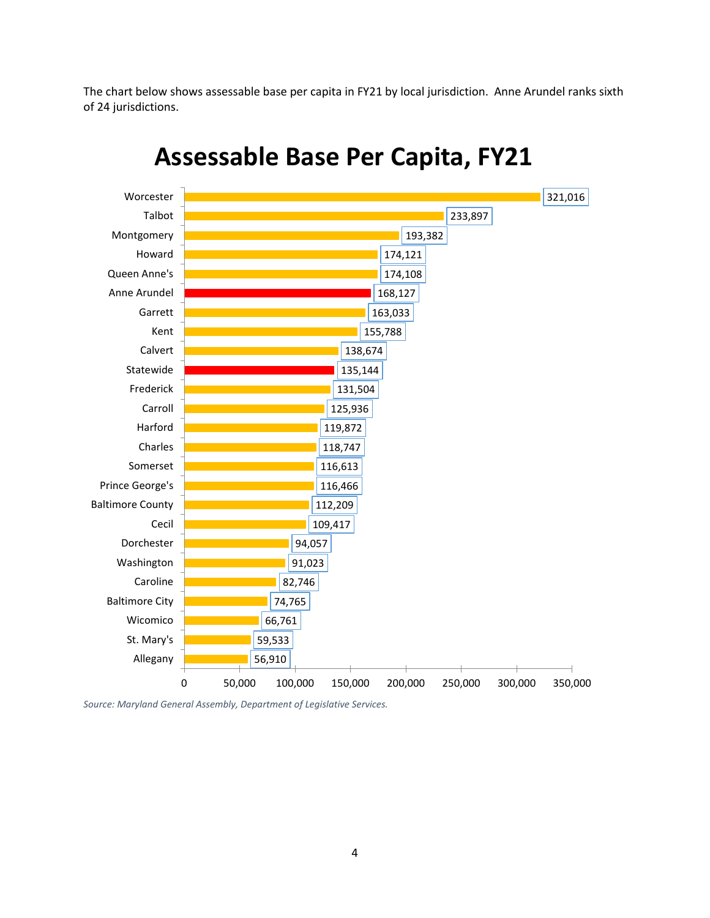The chart below shows assessable base per capita in FY21 by local jurisdiction. Anne Arundel ranks sixth of 24 jurisdictions.

## Assessable Base Per Capita, FY21

| Jurisdiction | Assessable Base Per Capita |
| --- | --- |
| Worcester | 321,016 |
| Talbot | 233,897 |
| Montgomery | 193,382 |
| Howard | 174,121 |
| Queen Anne's | 174,108 |
| Anne Arundel | 168,127 |
| Garrett | 163,033 |
| Kent | 155,788 |
| Calvert | 138,674 |
| Statewide | 135,144 |
| Frederick | 131,504 |
| Carroll | 125,936 |
| Harford | 119,872 |
| Charles | 118,747 |
| Somerset | 116,613 |
| Prince George's | 116,466 |
| Baltimore County | 112,209 |
| Cecil | 109,417 |
| Dorchester | 94,057 |
| Washington | 91,023 |
| Caroline | 82,746 |
| Baltimore City | 74,765 |
| Wicomico | 66,761 |
| St. Mary's | 59,533 |
| Allegany | 56,910 |

*Source: Maryland General Assembly, Department of Legislative Services.*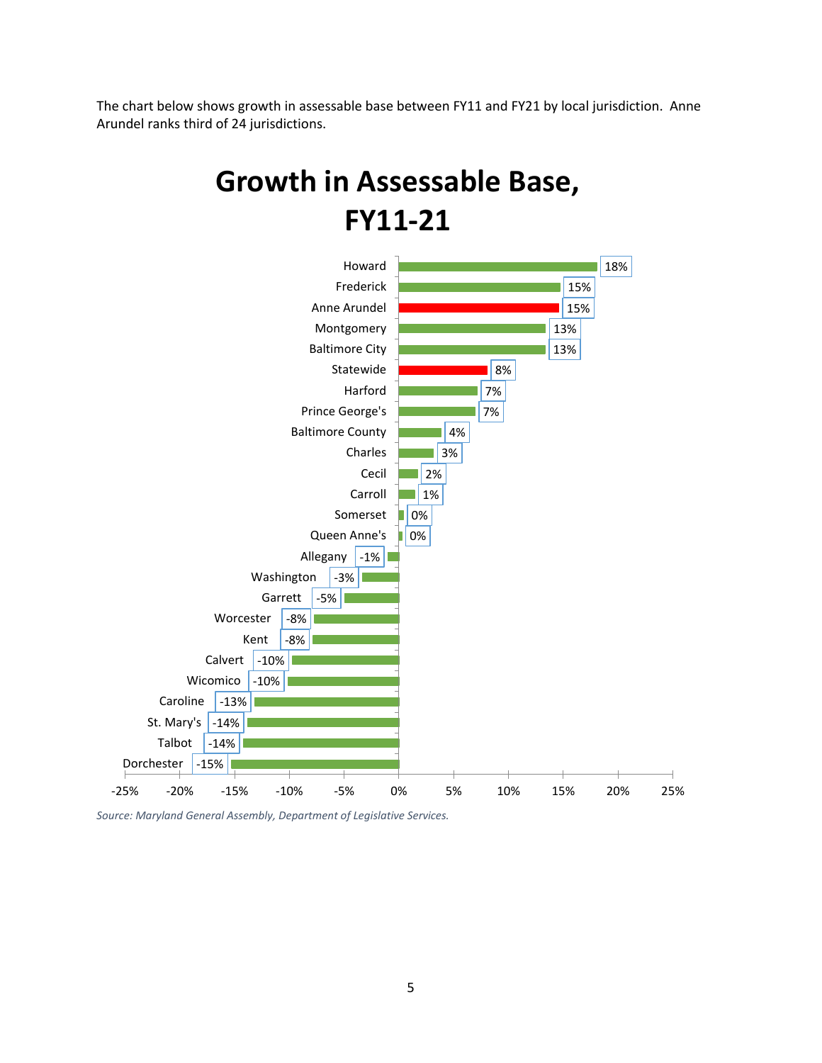The chart below shows growth in assessable base between FY11 and FY21 by local jurisdiction. Anne Arundel ranks third of 24 jurisdictions.

## Growth in Assessable Base, FY11-21

| Jurisdiction | Growth |
|---|---|
| Howard | 18% |
| Frederick | 15% |
| Anne Arundel | 15% |
| Montgomery | 13% |
| Baltimore City | 13% |
| Statewide | 8% |
| Harford | 7% |
| Prince George's | 7% |
| Baltimore County | 4% |
| Charles | 3% |
| Cecil | 2% |
| Carroll | 1% |
| Somerset | 0% |
| Queen Anne's | 0% |
| Allegany | -1% |
| Washington | -3% |
| Garrett | -5% |
| Worcester | -8% |
| Kent | -8% |
| Calvert | -10% |
| Wicomico | -10% |
| Caroline | -13% |
| St. Mary's | -14% |
| Talbot | -14% |
| Dorchester | -15% |

*Source: Maryland General Assembly, Department of Legislative Services.*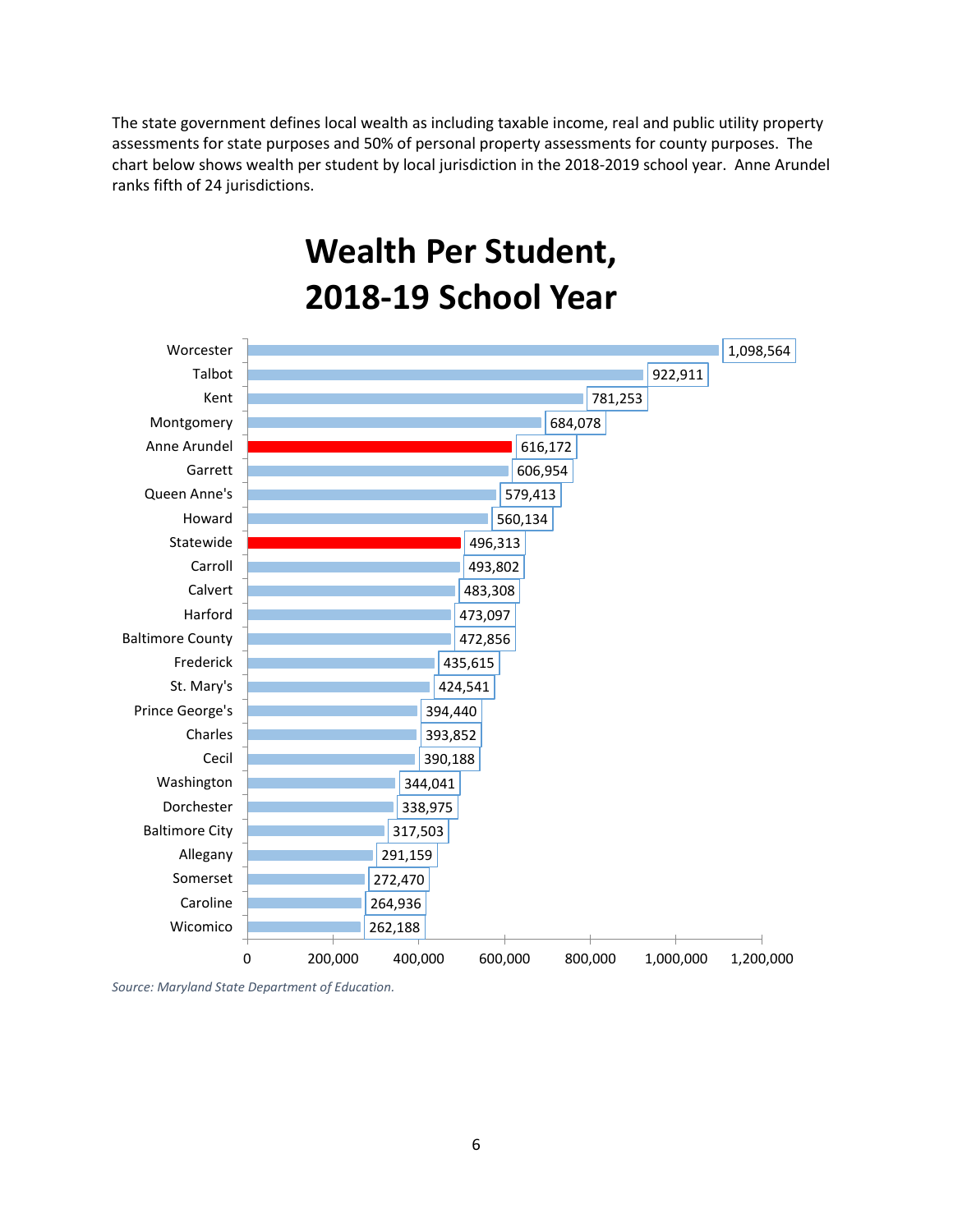The state government defines local wealth as including taxable income, real and public utility property assessments for state purposes and 50% of personal property assessments for county purposes. The chart below shows wealth per student by local jurisdiction in the 2018-2019 school year. Anne Arundel ranks fifth of 24 jurisdictions.

## Wealth Per Student, 2018-19 School Year

| Jurisdiction | Wealth Per Student |
|---|---|
| Worcester | 1,098,564 |
| Talbot | 922,911 |
| Kent | 781,253 |
| Montgomery | 684,078 |
| Anne Arundel | 616,172 |
| Garrett | 606,954 |
| Queen Anne's | 579,413 |
| Howard | 560,134 |
| Statewide | 496,313 |
| Carroll | 493,802 |
| Calvert | 483,308 |
| Harford | 473,097 |
| Baltimore County | 472,856 |
| Frederick | 435,615 |
| St. Mary's | 424,541 |
| Prince George's | 394,440 |
| Charles | 393,852 |
| Cecil | 390,188 |
| Washington | 344,041 |
| Dorchester | 338,975 |
| Baltimore City | 317,503 |
| Allegany | 291,159 |
| Somerset | 272,470 |
| Caroline | 264,936 |
| Wicomico | 262,188 |

*Source: Maryland State Department of Education.*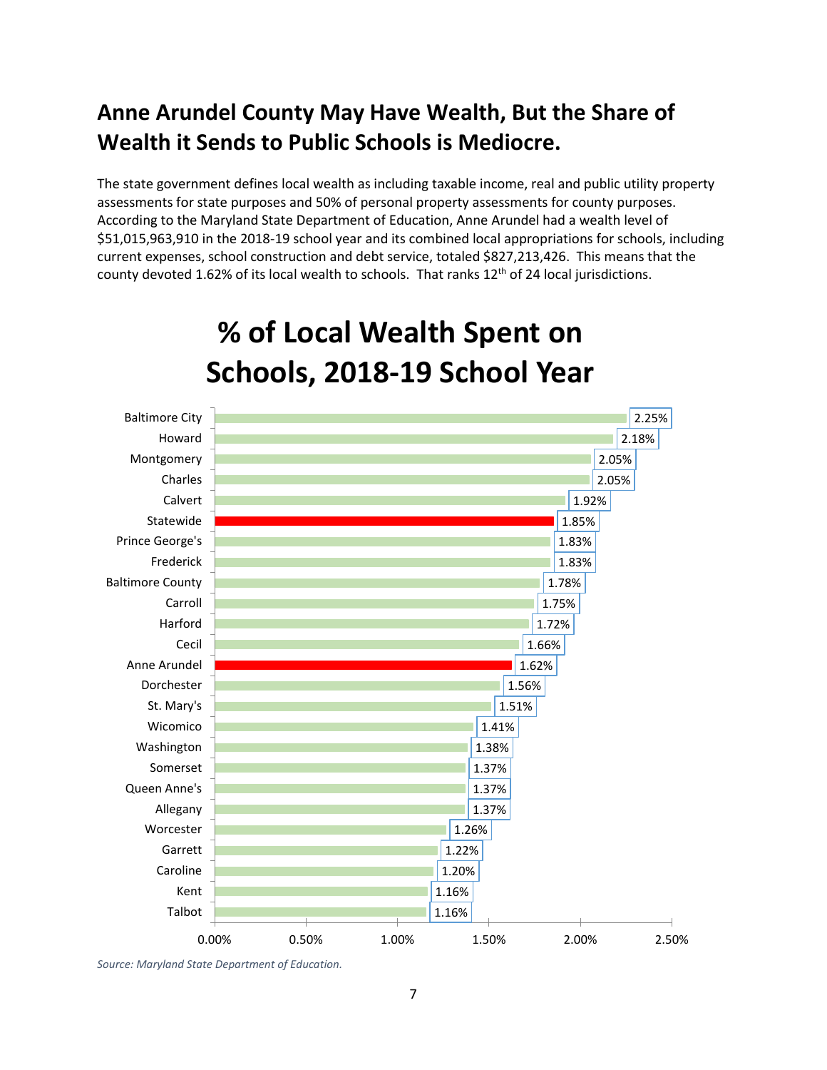## Anne Arundel County May Have Wealth, But the Share of Wealth it Sends to Public Schools is Mediocre.

The state government defines local wealth as including taxable income, real and public utility property assessments for state purposes and 50% of personal property assessments for county purposes. According to the Maryland State Department of Education, Anne Arundel had a wealth level of $51,015,963,910 in the 2018-19 school year and its combined local appropriations for schools, including current expenses, school construction and debt service, totaled $827,213,426. This means that the county devoted 1.62% of its local wealth to schools. That ranks 12th of 24 local jurisdictions.

### % of Local Wealth Spent on Schools, 2018-19 School Year

| Jurisdiction | % of Local Wealth |
|---|---|
| Baltimore City | 2.25% |
| Howard | 2.18% |
| Montgomery | 2.05% |
| Charles | 2.05% |
| Calvert | 1.92% |
| Statewide | 1.85% |
| Prince George's | 1.83% |
| Frederick | 1.83% |
| Baltimore County | 1.78% |
| Carroll | 1.75% |
| Harford | 1.72% |
| Cecil | 1.66% |
| Anne Arundel | 1.62% |
| Dorchester | 1.56% |
| St. Mary's | 1.51% |
| Wicomico | 1.41% |
| Washington | 1.38% |
| Somerset | 1.37% |
| Queen Anne's | 1.37% |
| Allegany | 1.37% |
| Worcester | 1.26% |
| Garrett | 1.22% |
| Caroline | 1.20% |
| Kent | 1.16% |
| Talbot | 1.16% |

*Source: Maryland State Department of Education.*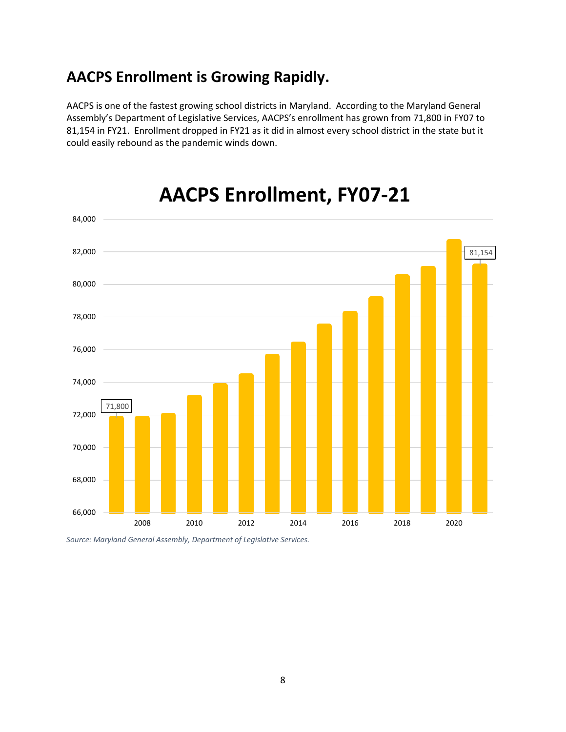## AACPS Enrollment is Growing Rapidly.

AACPS is one of the fastest growing school districts in Maryland. According to the Maryland General Assembly's Department of Legislative Services, AACPS's enrollment has grown from 71,800 in FY07 to 81,154 in FY21. Enrollment dropped in FY21 as it did in almost every school district in the state but it could easily rebound as the pandemic winds down.

**AACPS Enrollment, FY07-21**

*Source: Maryland General Assembly, Department of Legislative Services.*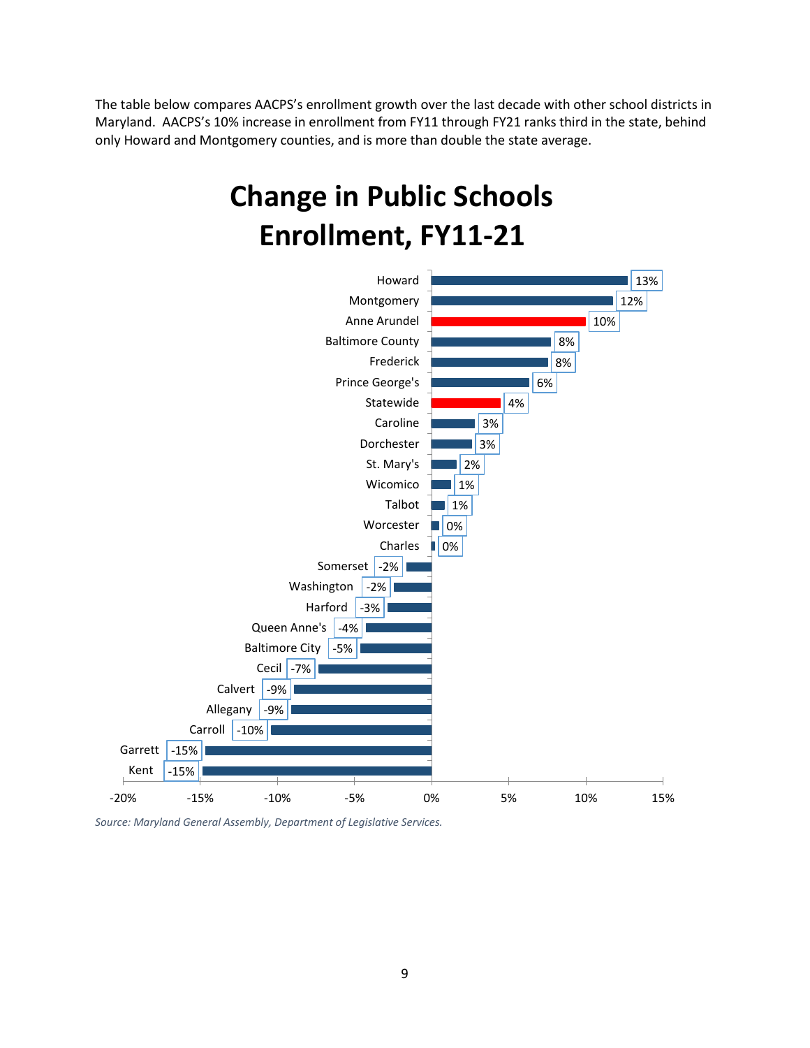The table below compares AACPS's enrollment growth over the last decade with other school districts in Maryland. AACPS's 10% increase in enrollment from FY11 through FY21 ranks third in the state, behind only Howard and Montgomery counties, and is more than double the state average.

## Change in Public Schools Enrollment, FY11-21

| Jurisdiction | Change |
|---|---|
| Howard | 13% |
| Montgomery | 12% |
| Anne Arundel | 10% |
| Baltimore County | 8% |
| Frederick | 8% |
| Prince George's | 6% |
| Statewide | 4% |
| Caroline | 3% |
| Dorchester | 3% |
| St. Mary's | 2% |
| Wicomico | 1% |
| Talbot | 1% |
| Worcester | 0% |
| Charles | 0% |
| Somerset | -2% |
| Washington | -2% |
| Harford | -3% |
| Queen Anne's | -4% |
| Baltimore City | -5% |
| Cecil | -7% |
| Calvert | -9% |
| Allegany | -9% |
| Carroll | -10% |
| Garrett | -15% |
| Kent | -15% |

*Source: Maryland General Assembly, Department of Legislative Services.*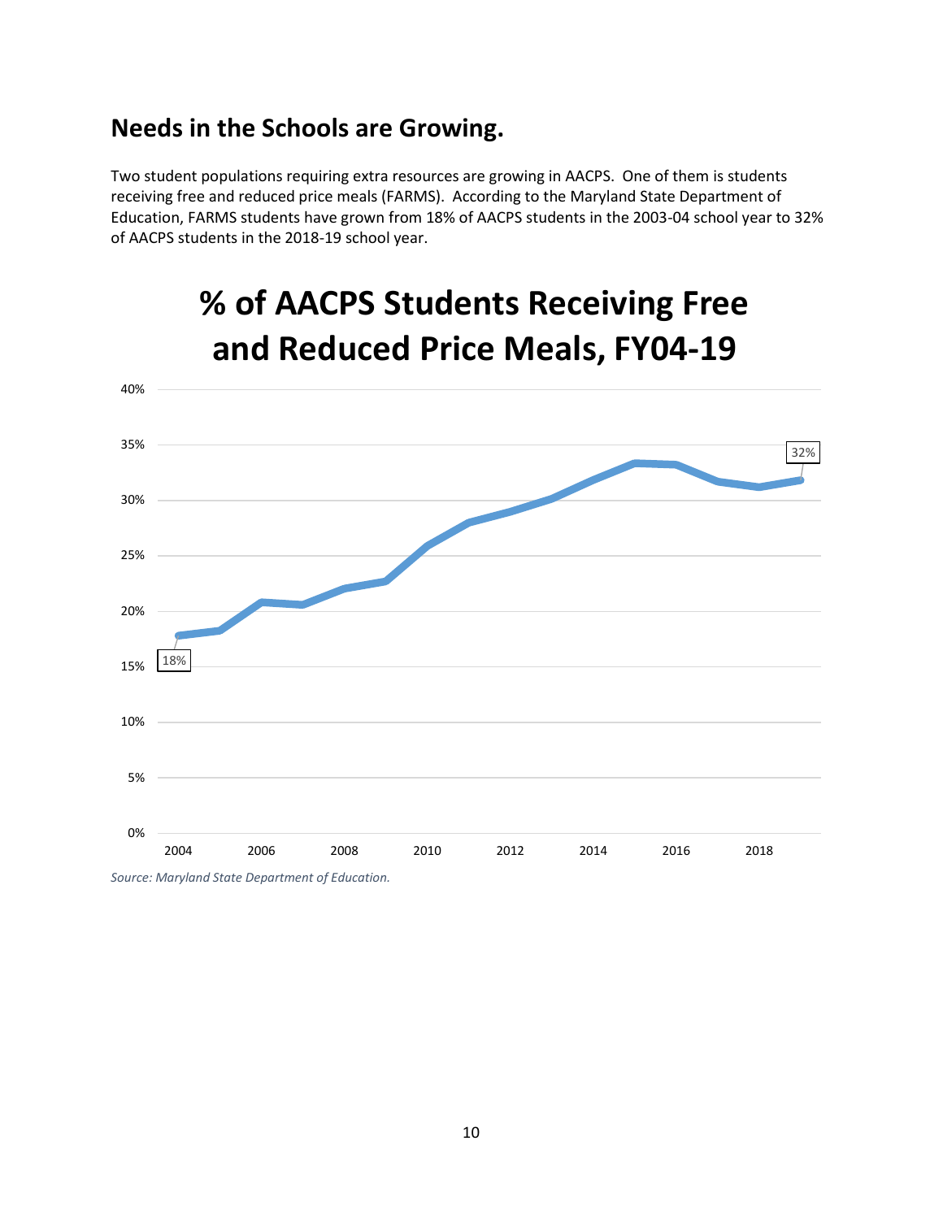## Needs in the Schools are Growing.

Two student populations requiring extra resources are growing in AACPS. One of them is students receiving free and reduced price meals (FARMS). According to the Maryland State Department of Education, FARMS students have grown from 18% of AACPS students in the 2003-04 school year to 32% of AACPS students in the 2018-19 school year.

**% of AACPS Students Receiving Free and Reduced Price Meals, FY04-19**

*Source: Maryland State Department of Education.*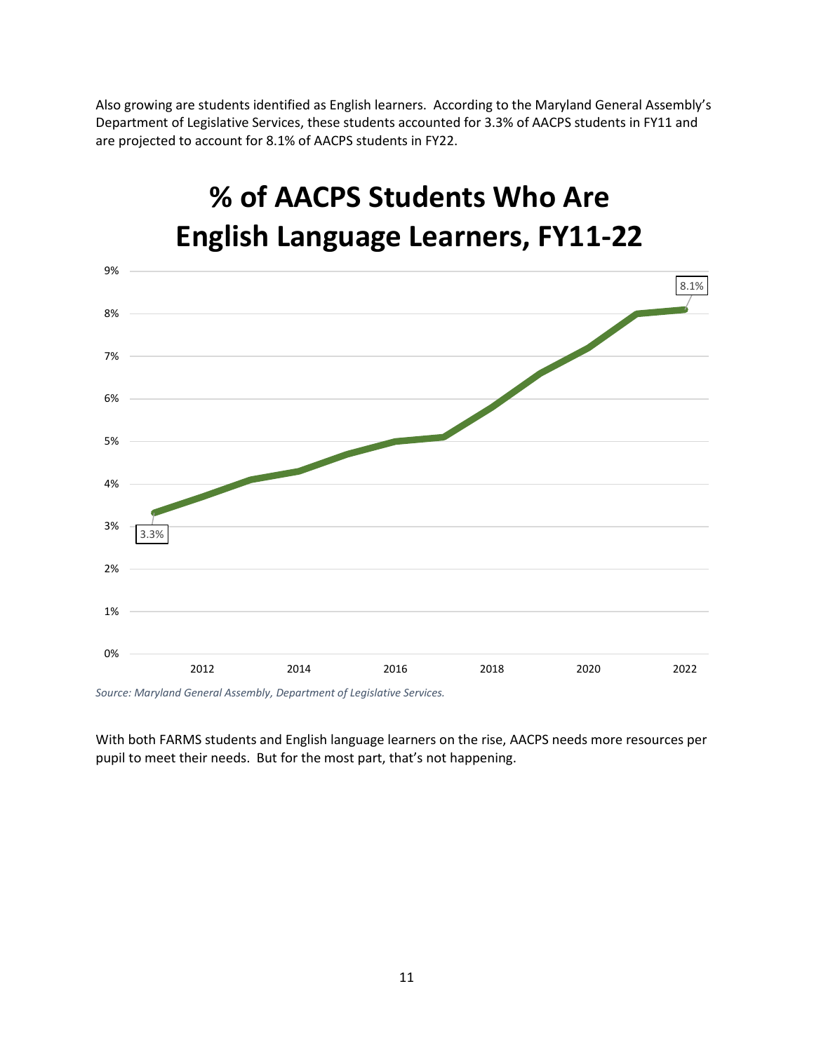Also growing are students identified as English learners. According to the Maryland General Assembly's Department of Legislative Services, these students accounted for 3.3% of AACPS students in FY11 and are projected to account for 8.1% of AACPS students in FY22.

## % of AACPS Students Who Are English Language Learners, FY11-22

*Source: Maryland General Assembly, Department of Legislative Services.*

With both FARMS students and English language learners on the rise, AACPS needs more resources per pupil to meet their needs. But for the most part, that's not happening.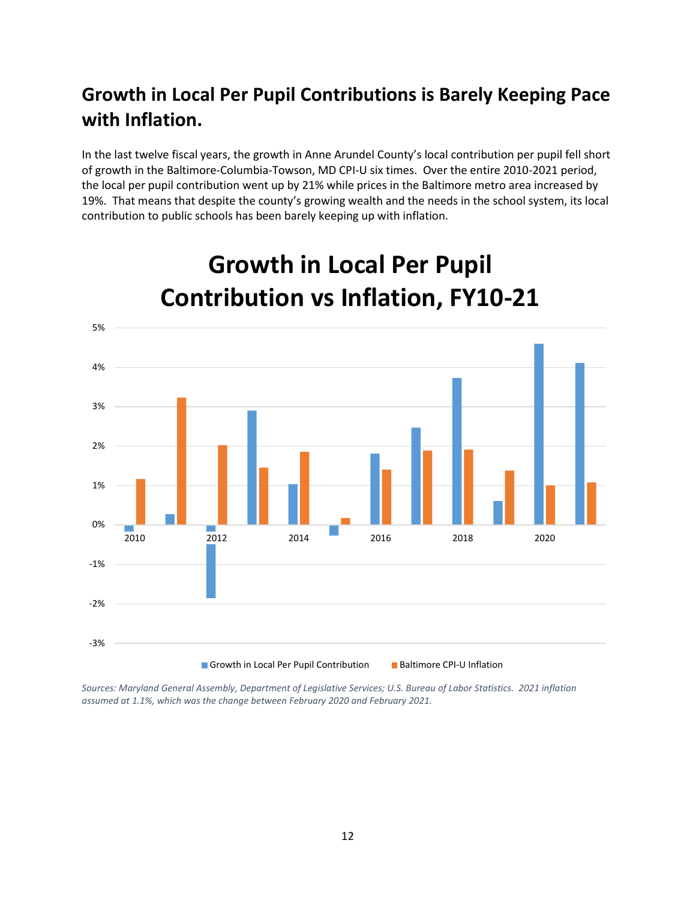## Growth in Local Per Pupil Contributions is Barely Keeping Pace with Inflation.

In the last twelve fiscal years, the growth in Anne Arundel County's local contribution per pupil fell short of growth in the Baltimore-Columbia-Towson, MD CPI-U six times. Over the entire 2010-2021 period, the local per pupil contribution went up by 21% while prices in the Baltimore metro area increased by 19%. That means that despite the county's growing wealth and the needs in the school system, its local contribution to public schools has been barely keeping up with inflation.

**Growth in Local Per Pupil Contribution vs Inflation, FY10-21**

*Sources: Maryland General Assembly, Department of Legislative Services; U.S. Bureau of Labor Statistics. 2021 inflation assumed at 1.1%, which was the change between February 2020 and February 2021.*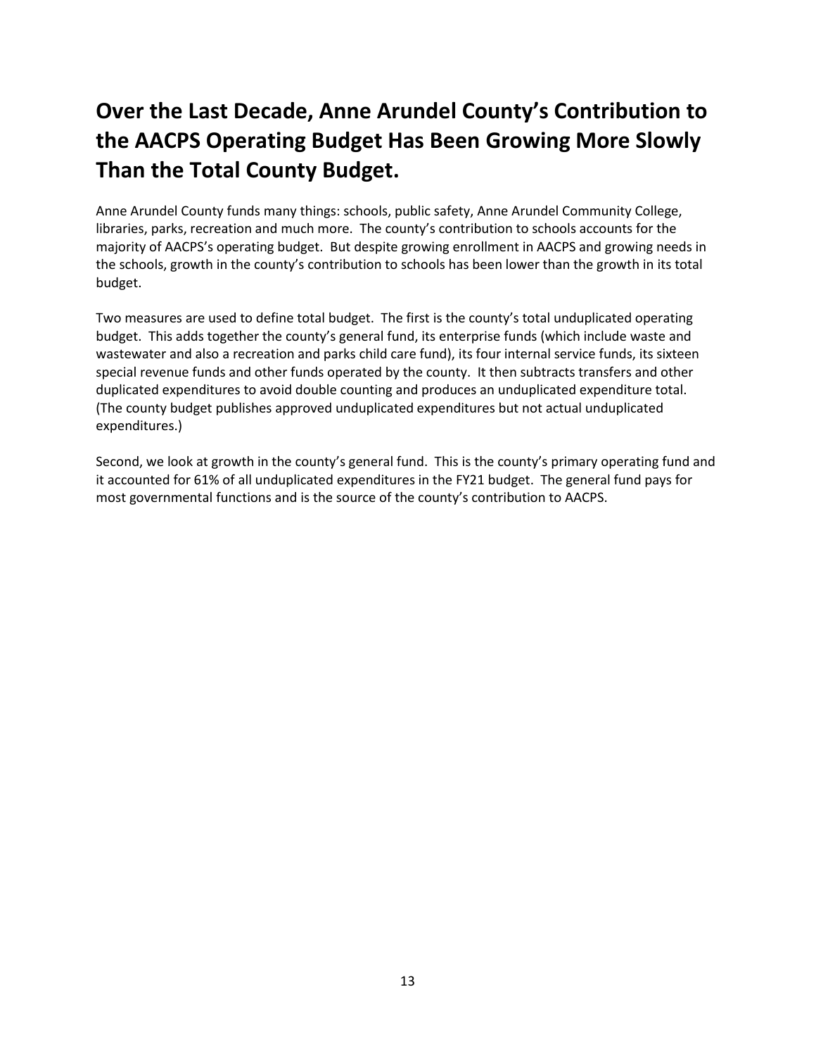# Over the Last Decade, Anne Arundel County's Contribution to the AACPS Operating Budget Has Been Growing More Slowly Than the Total County Budget.

Anne Arundel County funds many things: schools, public safety, Anne Arundel Community College, libraries, parks, recreation and much more. The county's contribution to schools accounts for the majority of AACPS's operating budget. But despite growing enrollment in AACPS and growing needs in the schools, growth in the county's contribution to schools has been lower than the growth in its total budget.

Two measures are used to define total budget. The first is the county's total unduplicated operating budget. This adds together the county's general fund, its enterprise funds (which include waste and wastewater and also a recreation and parks child care fund), its four internal service funds, its sixteen special revenue funds and other funds operated by the county. It then subtracts transfers and other duplicated expenditures to avoid double counting and produces an unduplicated expenditure total. (The county budget publishes approved unduplicated expenditures but not actual unduplicated expenditures.)

Second, we look at growth in the county's general fund. This is the county's primary operating fund and it accounted for 61% of all unduplicated expenditures in the FY21 budget. The general fund pays for most governmental functions and is the source of the county's contribution to AACPS.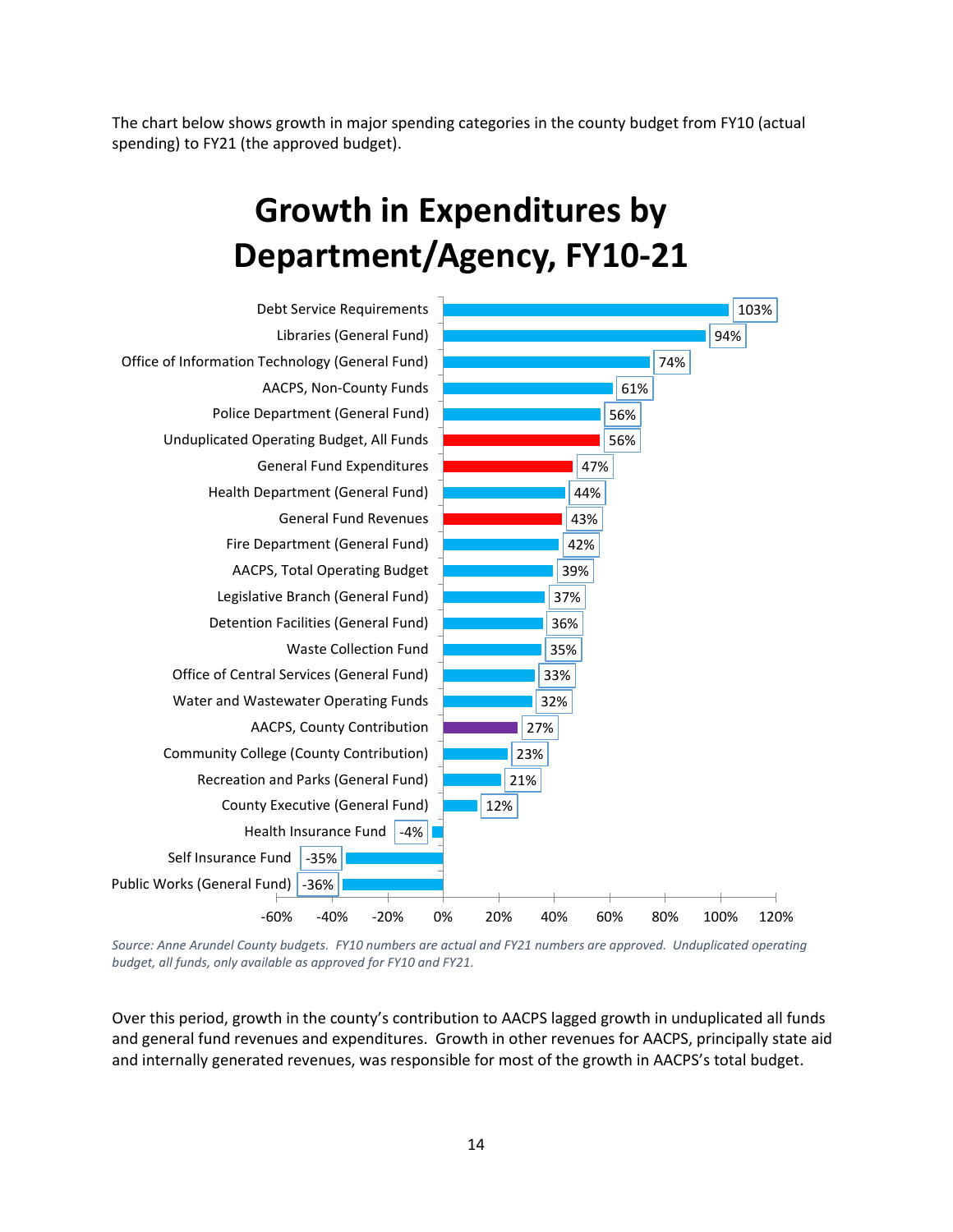The chart below shows growth in major spending categories in the county budget from FY10 (actual spending) to FY21 (the approved budget).

## Growth in Expenditures by Department/Agency, FY10-21

| Department/Agency | Growth |
| --- | --- |
| Debt Service Requirements | 103% |
| Libraries (General Fund) | 94% |
| Office of Information Technology (General Fund) | 74% |
| AACPS, Non-County Funds | 61% |
| Police Department (General Fund) | 56% |
| Unduplicated Operating Budget, All Funds | 56% |
| General Fund Expenditures | 47% |
| Health Department (General Fund) | 44% |
| General Fund Revenues | 43% |
| Fire Department (General Fund) | 42% |
| AACPS, Total Operating Budget | 39% |
| Legislative Branch (General Fund) | 37% |
| Detention Facilities (General Fund) | 36% |
| Waste Collection Fund | 35% |
| Office of Central Services (General Fund) | 33% |
| Water and Wastewater Operating Funds | 32% |
| AACPS, County Contribution | 27% |
| Community College (County Contribution) | 23% |
| Recreation and Parks (General Fund) | 21% |
| County Executive (General Fund) | 12% |
| Health Insurance Fund | -4% |
| Self Insurance Fund | -35% |
| Public Works (General Fund) | -36% |

*Source: Anne Arundel County budgets. FY10 numbers are actual and FY21 numbers are approved. Unduplicated operating budget, all funds, only available as approved for FY10 and FY21.*

Over this period, growth in the county's contribution to AACPS lagged growth in unduplicated all funds and general fund revenues and expenditures. Growth in other revenues for AACPS, principally state aid and internally generated revenues, was responsible for most of the growth in AACPS's total budget.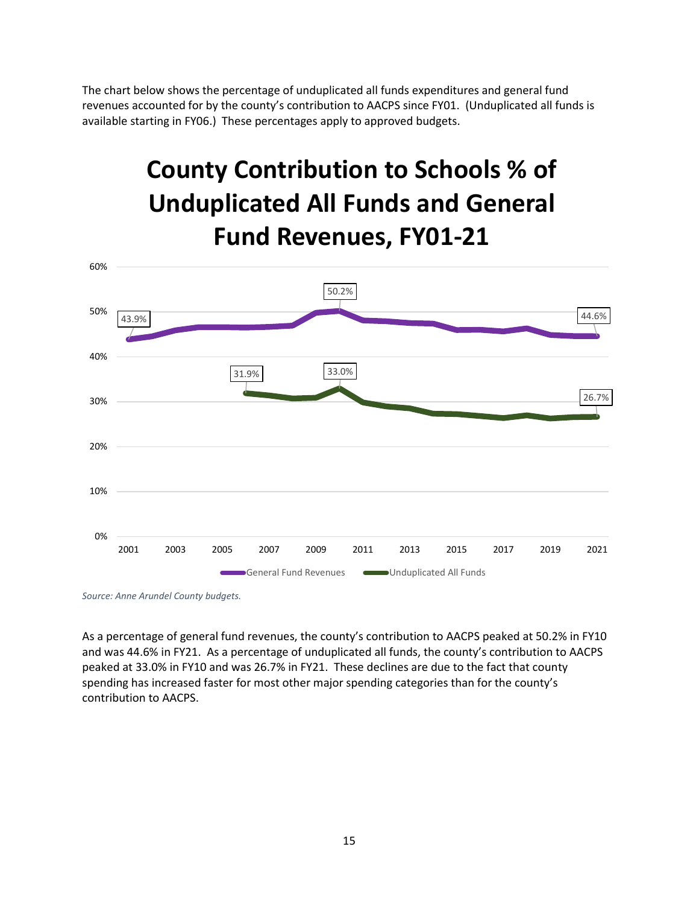The chart below shows the percentage of unduplicated all funds expenditures and general fund revenues accounted for by the county's contribution to AACPS since FY01. (Unduplicated all funds is available starting in FY06.) These percentages apply to approved budgets.

**County Contribution to Schools % of Unduplicated All Funds and General Fund Revenues, FY01-21**

*Source: Anne Arundel County budgets.*

As a percentage of general fund revenues, the county's contribution to AACPS peaked at 50.2% in FY10 and was 44.6% in FY21. As a percentage of unduplicated all funds, the county's contribution to AACPS peaked at 33.0% in FY10 and was 26.7% in FY21. These declines are due to the fact that county spending has increased faster for most other major spending categories than for the county's contribution to AACPS.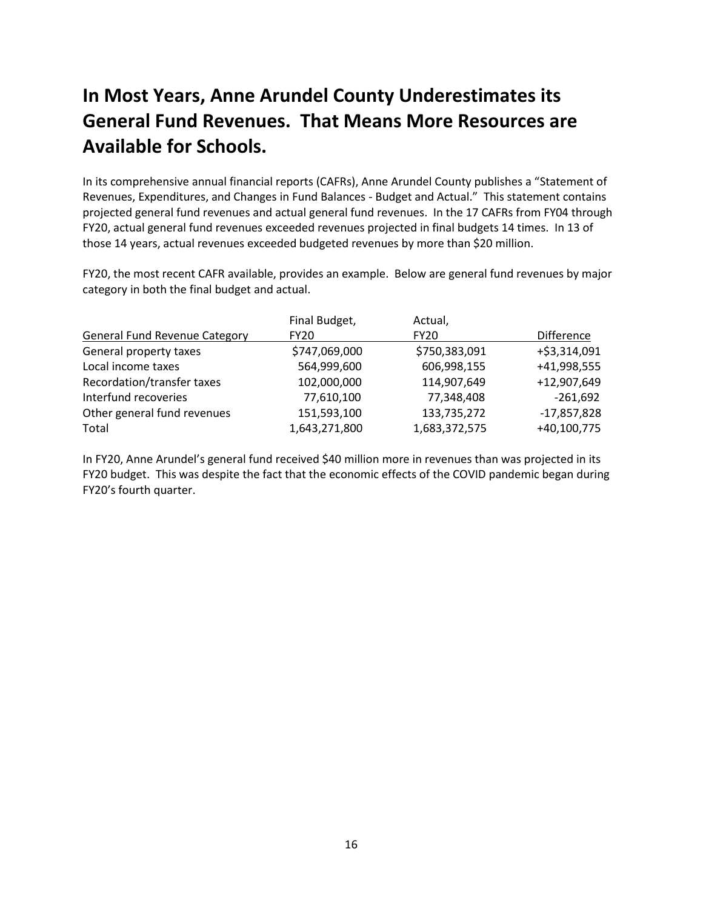# In Most Years, Anne Arundel County Underestimates its General Fund Revenues. That Means More Resources are Available for Schools.

In its comprehensive annual financial reports (CAFRs), Anne Arundel County publishes a "Statement of Revenues, Expenditures, and Changes in Fund Balances - Budget and Actual." This statement contains projected general fund revenues and actual general fund revenues. In the 17 CAFRs from FY04 through FY20, actual general fund revenues exceeded revenues projected in final budgets 14 times. In 13 of those 14 years, actual revenues exceeded budgeted revenues by more than $20 million.

FY20, the most recent CAFR available, provides an example. Below are general fund revenues by major category in both the final budget and actual.

| General Fund Revenue Category | Final Budget, FY20 | Actual, FY20 | Difference |
|---|---|---|---|
| General property taxes | $747,069,000 | $750,383,091 | +$3,314,091 |
| Local income taxes | 564,999,600 | 606,998,155 | +41,998,555 |
| Recordation/transfer taxes | 102,000,000 | 114,907,649 | +12,907,649 |
| Interfund recoveries | 77,610,100 | 77,348,408 | -261,692 |
| Other general fund revenues | 151,593,100 | 133,735,272 | -17,857,828 |
| Total | 1,643,271,800 | 1,683,372,575 | +40,100,775 |

In FY20, Anne Arundel's general fund received $40 million more in revenues than was projected in its FY20 budget. This was despite the fact that the economic effects of the COVID pandemic began during FY20's fourth quarter.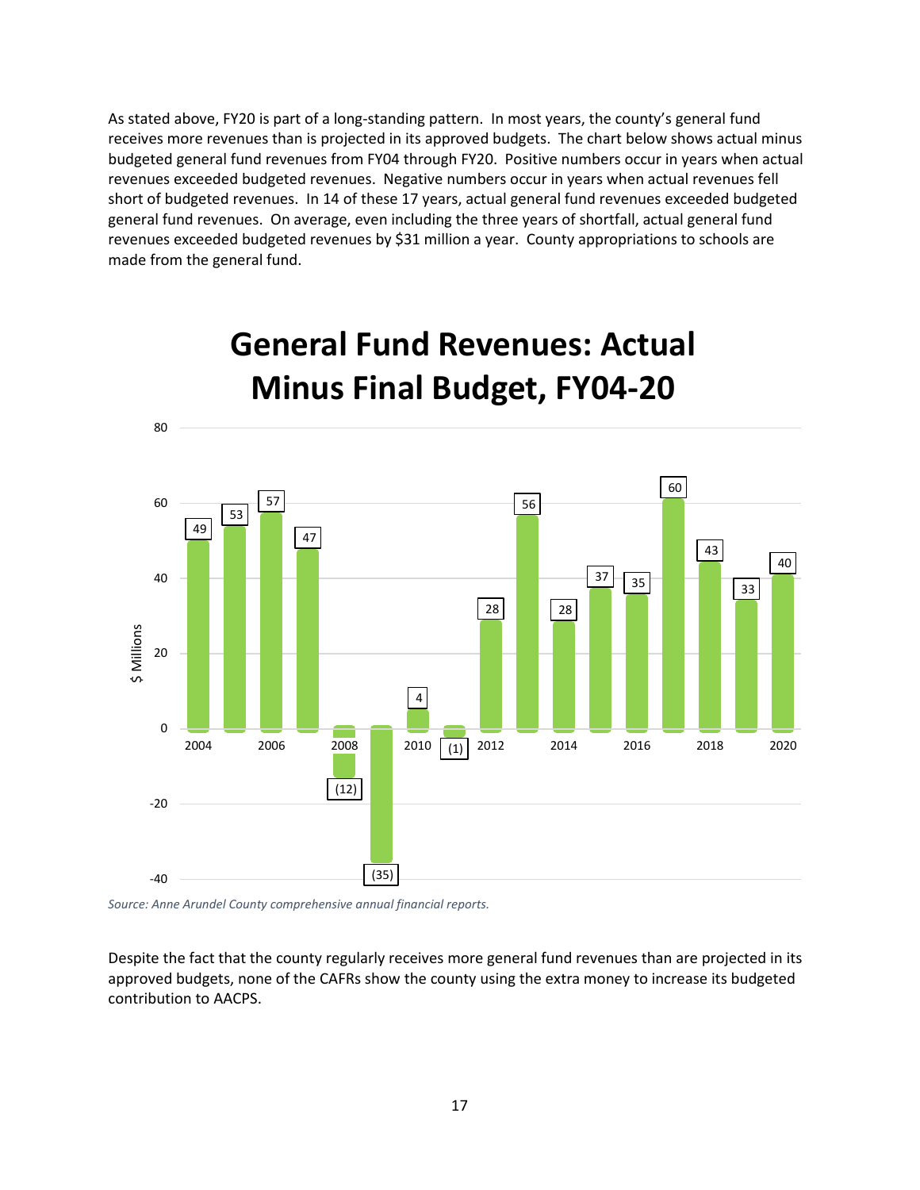As stated above, FY20 is part of a long-standing pattern. In most years, the county's general fund receives more revenues than is projected in its approved budgets. The chart below shows actual minus budgeted general fund revenues from FY04 through FY20. Positive numbers occur in years when actual revenues exceeded budgeted revenues. Negative numbers occur in years when actual revenues fell short of budgeted revenues. In 14 of these 17 years, actual general fund revenues exceeded budgeted general fund revenues. On average, even including the three years of shortfall, actual general fund revenues exceeded budgeted revenues by $31 million a year. County appropriations to schools are made from the general fund.

## General Fund Revenues: Actual Minus Final Budget, FY04-20

| Year | $ Millions |
|---|---|
| 2004 | 49 |
| 2005 | 53 |
| 2006 | 57 |
| 2007 | 47 |
| 2008 | (12) |
| 2009 | (35) |
| 2010 | 4 |
| 2011 | (1) |
| 2012 | 28 |
| 2013 | 56 |
| 2014 | 28 |
| 2015 | 37 |
| 2016 | 35 |
| 2017 | 60 |
| 2018 | 43 |
| 2019 | 33 |
| 2020 | 40 |

*Source: Anne Arundel County comprehensive annual financial reports.*

Despite the fact that the county regularly receives more general fund revenues than are projected in its approved budgets, none of the CAFRs show the county using the extra money to increase its budgeted contribution to AACPS.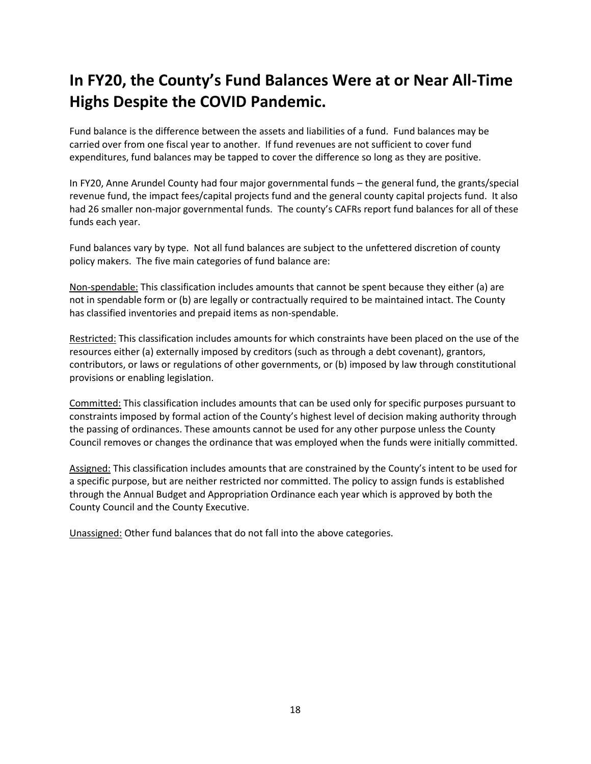# In FY20, the County's Fund Balances Were at or Near All-Time Highs Despite the COVID Pandemic.

Fund balance is the difference between the assets and liabilities of a fund. Fund balances may be carried over from one fiscal year to another. If fund revenues are not sufficient to cover fund expenditures, fund balances may be tapped to cover the difference so long as they are positive.

In FY20, Anne Arundel County had four major governmental funds – the general fund, the grants/special revenue fund, the impact fees/capital projects fund and the general county capital projects fund. It also had 26 smaller non-major governmental funds. The county's CAFRs report fund balances for all of these funds each year.

Fund balances vary by type. Not all fund balances are subject to the unfettered discretion of county policy makers. The five main categories of fund balance are:

<u>Non-spendable:</u> This classification includes amounts that cannot be spent because they either (a) are not in spendable form or (b) are legally or contractually required to be maintained intact. The County has classified inventories and prepaid items as non-spendable.

<u>Restricted:</u> This classification includes amounts for which constraints have been placed on the use of the resources either (a) externally imposed by creditors (such as through a debt covenant), grantors, contributors, or laws or regulations of other governments, or (b) imposed by law through constitutional provisions or enabling legislation.

<u>Committed:</u> This classification includes amounts that can be used only for specific purposes pursuant to constraints imposed by formal action of the County's highest level of decision making authority through the passing of ordinances. These amounts cannot be used for any other purpose unless the County Council removes or changes the ordinance that was employed when the funds were initially committed.

<u>Assigned:</u> This classification includes amounts that are constrained by the County's intent to be used for a specific purpose, but are neither restricted nor committed. The policy to assign funds is established through the Annual Budget and Appropriation Ordinance each year which is approved by both the County Council and the County Executive.

<u>Unassigned:</u> Other fund balances that do not fall into the above categories.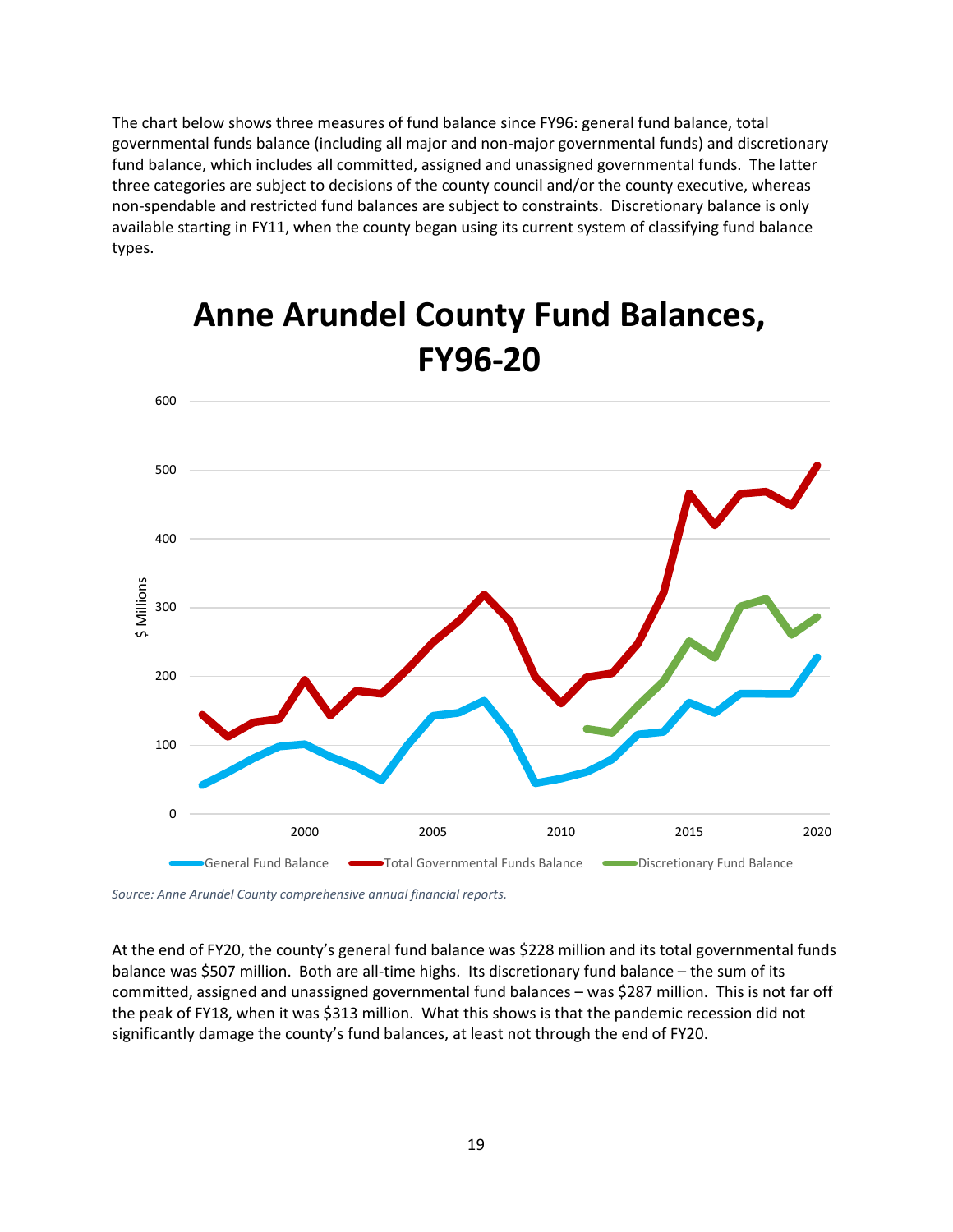The chart below shows three measures of fund balance since FY96: general fund balance, total governmental funds balance (including all major and non-major governmental funds) and discretionary fund balance, which includes all committed, assigned and unassigned governmental funds. The latter three categories are subject to decisions of the county council and/or the county executive, whereas non-spendable and restricted fund balances are subject to constraints. Discretionary balance is only available starting in FY11, when the county began using its current system of classifying fund balance types.

**Anne Arundel County Fund Balances, FY96-20**

$ Millions

600
500
400
300
200
100
0

2000
2005
2010
2015
2020

General Fund Balance
Total Governmental Funds Balance
Discretionary Fund Balance

*Source: Anne Arundel County comprehensive annual financial reports.*

At the end of FY20, the county's general fund balance was $228 million and its total governmental funds balance was $507 million. Both are all-time highs. Its discretionary fund balance – the sum of its committed, assigned and unassigned governmental fund balances – was $287 million. This is not far off the peak of FY18, when it was $313 million. What this shows is that the pandemic recession did not significantly damage the county's fund balances, at least not through the end of FY20.